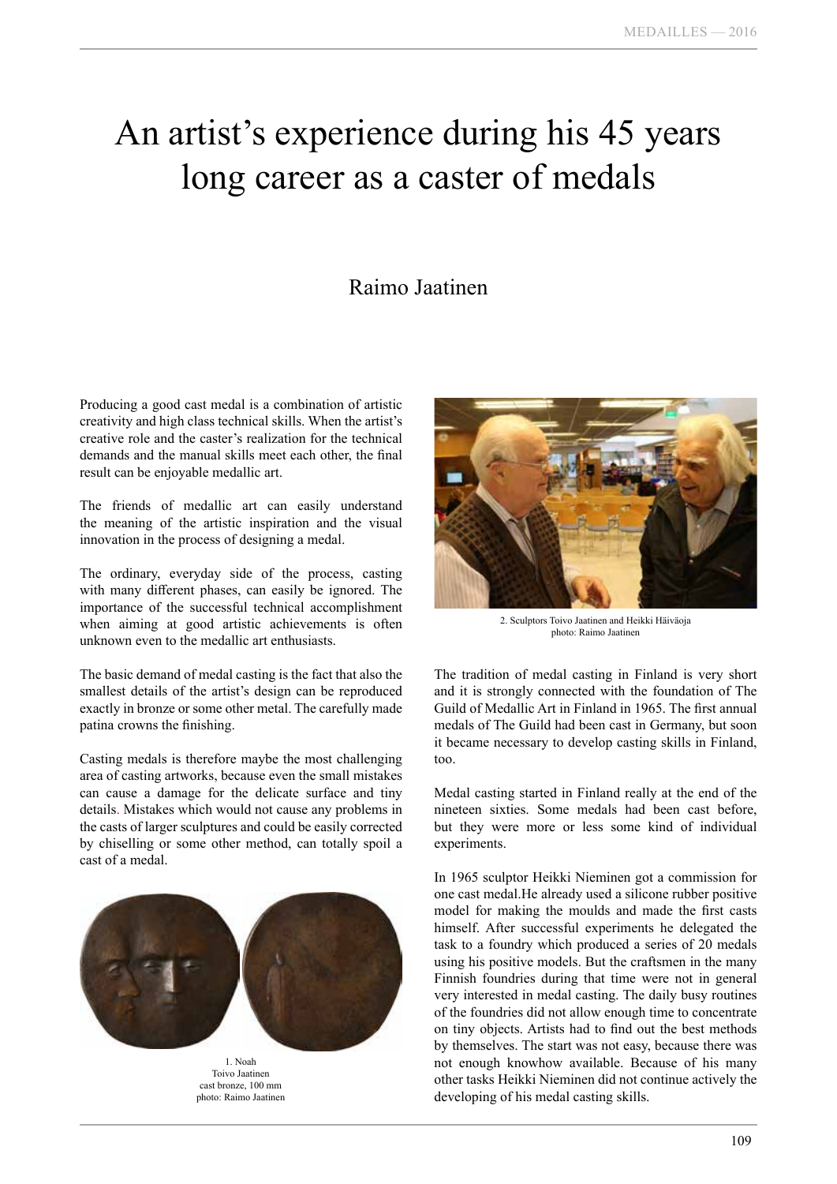# An artist's experience during his 45 years long career as a caster of medals

Raimo Jaatinen

Producing a good cast medal is a combination of artistic creativity and high class technical skills. When the artist's creative role and the caster's realization for the technical demands and the manual skills meet each other, the final result can be enjoyable medallic art.

The friends of medallic art can easily understand the meaning of the artistic inspiration and the visual innovation in the process of designing a medal.

The ordinary, everyday side of the process, casting with many different phases, can easily be ignored. The importance of the successful technical accomplishment when aiming at good artistic achievements is often unknown even to the medallic art enthusiasts.

The basic demand of medal casting is the fact that also the smallest details of the artist's design can be reproduced exactly in bronze or some other metal. The carefully made patina crowns the finishing.

Casting medals is therefore maybe the most challenging area of casting artworks, because even the small mistakes can cause a damage for the delicate surface and tiny details. Mistakes which would not cause any problems in the casts of larger sculptures and could be easily corrected by chiselling or some other method, can totally spoil a cast of a medal.

1. Noah
Toivo Jaatinen
cast bronze, 100 mm
photo: Raimo Jaatinen

2. Sculptors Toivo Jaatinen and Heikki Häiväoja
photo: Raimo Jaatinen

The tradition of medal casting in Finland is very short and it is strongly connected with the foundation of The Guild of Medallic Art in Finland in 1965. The first annual medals of The Guild had been cast in Germany, but soon it became necessary to develop casting skills in Finland, too.

Medal casting started in Finland really at the end of the nineteen sixties. Some medals had been cast before, but they were more or less some kind of individual experiments.

In 1965 sculptor Heikki Nieminen got a commission for one cast medal.He already used a silicone rubber positive model for making the moulds and made the first casts himself. After successful experiments he delegated the task to a foundry which produced a series of 20 medals using his positive models. But the craftsmen in the many Finnish foundries during that time were not in general very interested in medal casting. The daily busy routines of the foundries did not allow enough time to concentrate on tiny objects. Artists had to find out the best methods by themselves. The start was not easy, because there was not enough knowhow available. Because of his many other tasks Heikki Nieminen did not continue actively the developing of his medal casting skills.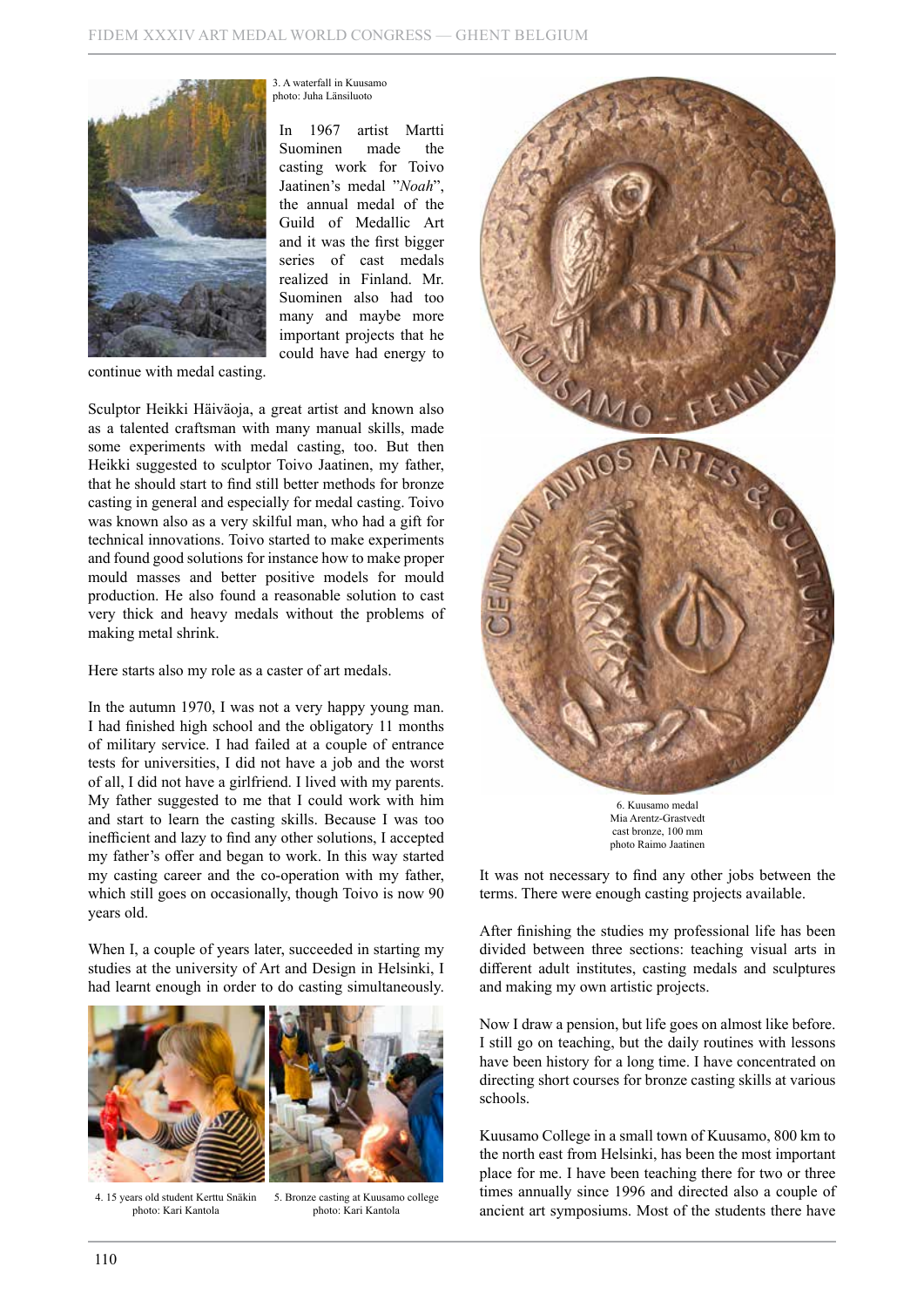3. A waterfall in Kuusamo
photo: Juha Länsiluoto

In 1967 artist Martti Suominen made the casting work for Toivo Jaatinen's medal "*Noah*", the annual medal of the Guild of Medallic Art and it was the first bigger series of cast medals realized in Finland. Mr. Suominen also had too many and maybe more important projects that he could have had energy to continue with medal casting.

Sculptor Heikki Häiväoja, a great artist and known also as a talented craftsman with many manual skills, made some experiments with medal casting, too. But then Heikki suggested to sculptor Toivo Jaatinen, my father, that he should start to find still better methods for bronze casting in general and especially for medal casting. Toivo was known also as a very skilful man, who had a gift for technical innovations. Toivo started to make experiments and found good solutions for instance how to make proper mould masses and better positive models for mould production. He also found a reasonable solution to cast very thick and heavy medals without the problems of making metal shrink.

Here starts also my role as a caster of art medals.

In the autumn 1970, I was not a very happy young man. I had finished high school and the obligatory 11 months of military service. I had failed at a couple of entrance tests for universities, I did not have a job and the worst of all, I did not have a girlfriend. I lived with my parents. My father suggested to me that I could work with him and start to learn the casting skills. Because I was too inefficient and lazy to find any other solutions, I accepted my father's offer and began to work. In this way started my casting career and the co-operation with my father, which still goes on occasionally, though Toivo is now 90 years old.

When I, a couple of years later, succeeded in starting my studies at the university of Art and Design in Helsinki, I had learnt enough in order to do casting simultaneously.

4. 15 years old student Kerttu Snäkin
photo: Kari Kantola

5. Bronze casting at Kuusamo college
photo: Kari Kantola

6. Kuusamo medal
Mia Arentz-Grastvedt
cast bronze, 100 mm
photo Raimo Jaatinen

It was not necessary to find any other jobs between the terms. There were enough casting projects available.

After finishing the studies my professional life has been divided between three sections: teaching visual arts in different adult institutes, casting medals and sculptures and making my own artistic projects.

Now I draw a pension, but life goes on almost like before. I still go on teaching, but the daily routines with lessons have been history for a long time. I have concentrated on directing short courses for bronze casting skills at various schools.

Kuusamo College in a small town of Kuusamo, 800 km to the north east from Helsinki, has been the most important place for me. I have been teaching there for two or three times annually since 1996 and directed also a couple of ancient art symposiums. Most of the students there have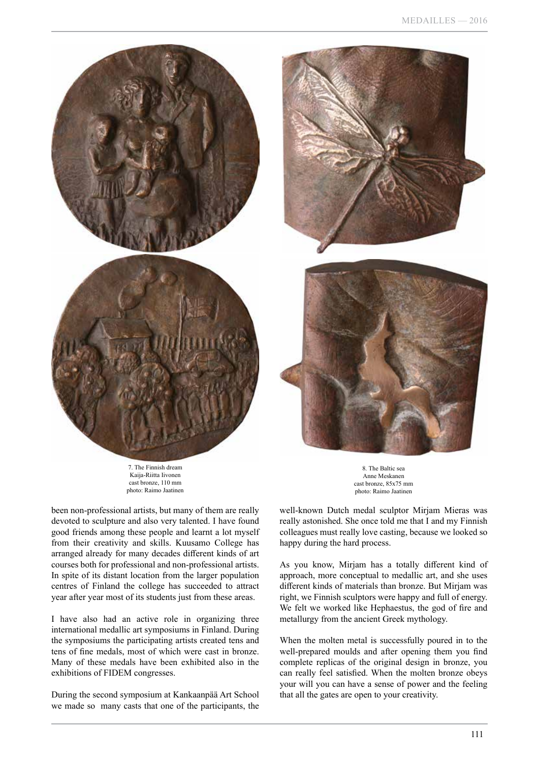7. The Finnish dream
Kaija-Riitta Iivonen
cast bronze, 110 mm
photo: Raimo Jaatinen

8. The Baltic sea
Anne Meskanen
cast bronze, 85x75 mm
photo: Raimo Jaatinen

been non-professional artists, but many of them are really devoted to sculpture and also very talented. I have found good friends among these people and learnt a lot myself from their creativity and skills. Kuusamo College has arranged already for many decades different kinds of art courses both for professional and non-professional artists. In spite of its distant location from the larger population centres of Finland the college has succeeded to attract year after year most of its students just from these areas.

I have also had an active role in organizing three international medallic art symposiums in Finland. During the symposiums the participating artists created tens and tens of fine medals, most of which were cast in bronze. Many of these medals have been exhibited also in the exhibitions of FIDEM congresses.

During the second symposium at Kankaanpää Art School we made so many casts that one of the participants, the well-known Dutch medal sculptor Mirjam Mieras was really astonished. She once told me that I and my Finnish colleagues must really love casting, because we looked so happy during the hard process.

As you know, Mirjam has a totally different kind of approach, more conceptual to medallic art, and she uses different kinds of materials than bronze. But Mirjam was right, we Finnish sculptors were happy and full of energy. We felt we worked like Hephaestus, the god of fire and metallurgy from the ancient Greek mythology.

When the molten metal is successfully poured in to the well-prepared moulds and after opening them you find complete replicas of the original design in bronze, you can really feel satisfied. When the molten bronze obeys your will you can have a sense of power and the feeling that all the gates are open to your creativity.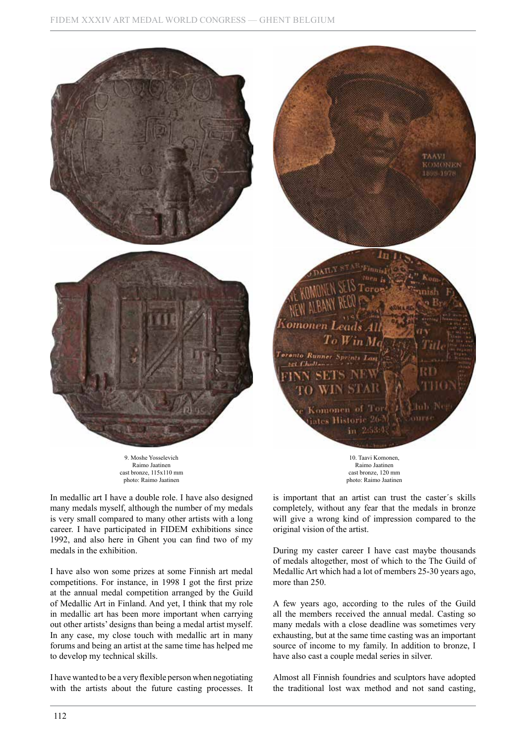9. Moshe Yosselevich
Raimo Jaatinen
cast bronze, 115x110 mm
photo: Raimo Jaatinen

10. Taavi Komonen,
Raimo Jaatinen
cast bronze, 120 mm
photo: Raimo Jaatinen

In medallic art I have a double role. I have also designed many medals myself, although the number of my medals is very small compared to many other artists with a long career. I have participated in FIDEM exhibitions since 1992, and also here in Ghent you can find two of my medals in the exhibition.

I have also won some prizes at some Finnish art medal competitions. For instance, in 1998 I got the first prize at the annual medal competition arranged by the Guild of Medallic Art in Finland. And yet, I think that my role in medallic art has been more important when carrying out other artists' designs than being a medal artist myself. In any case, my close touch with medallic art in many forums and being an artist at the same time has helped me to develop my technical skills.

I have wanted to be a very flexible person when negotiating with the artists about the future casting processes. It is important that an artist can trust the caster´s skills completely, without any fear that the medals in bronze will give a wrong kind of impression compared to the original vision of the artist.

During my caster career I have cast maybe thousands of medals altogether, most of which to the The Guild of Medallic Art which had a lot of members 25-30 years ago, more than 250.

A few years ago, according to the rules of the Guild all the members received the annual medal. Casting so many medals with a close deadline was sometimes very exhausting, but at the same time casting was an important source of income to my family. In addition to bronze, I have also cast a couple medal series in silver.

Almost all Finnish foundries and sculptors have adopted the traditional lost wax method and not sand casting,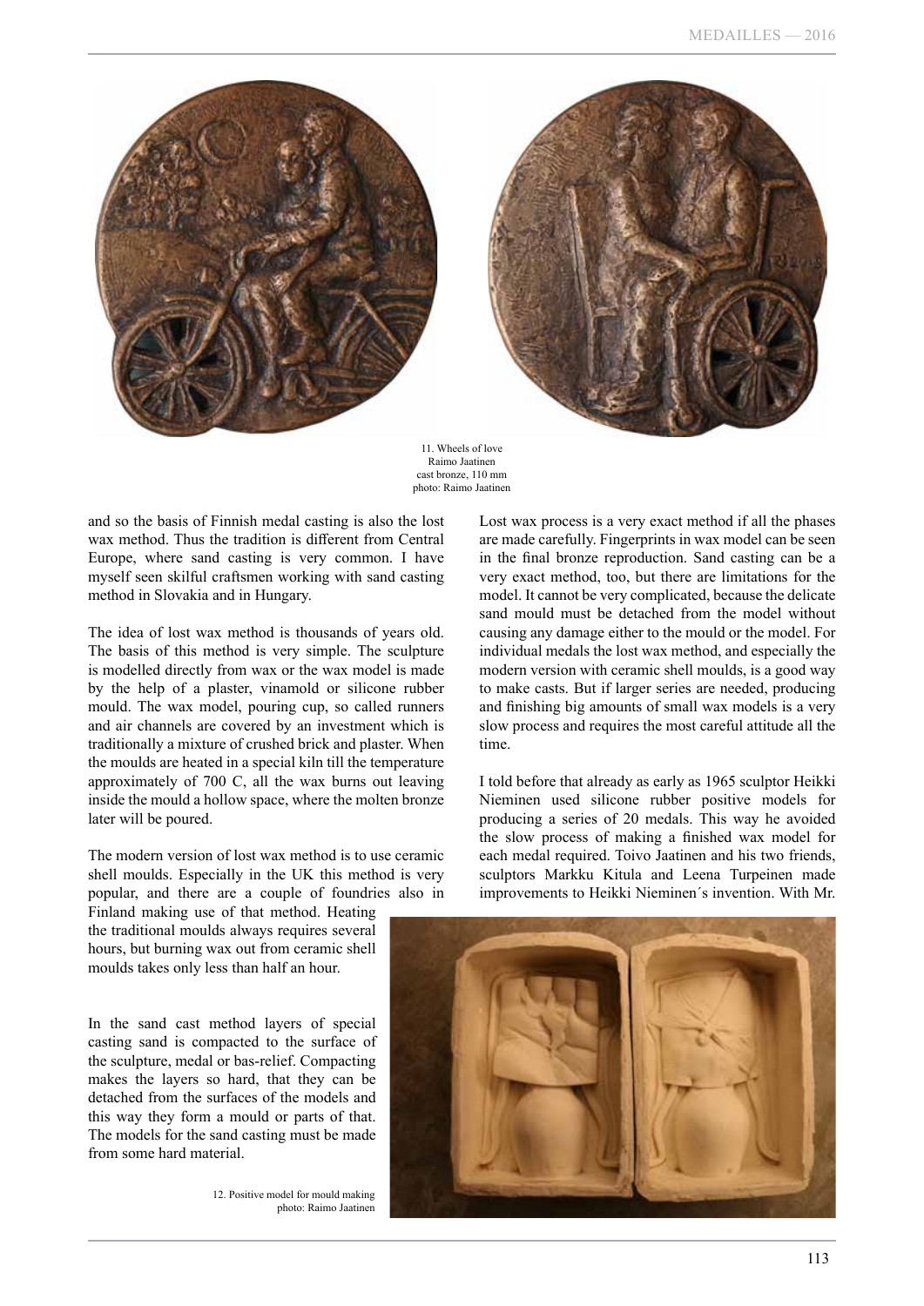11. Wheels of love
Raimo Jaatinen
cast bronze, 110 mm
photo: Raimo Jaatinen

and so the basis of Finnish medal casting is also the lost wax method. Thus the tradition is different from Central Europe, where sand casting is very common. I have myself seen skilful craftsmen working with sand casting method in Slovakia and in Hungary.

The idea of lost wax method is thousands of years old. The basis of this method is very simple. The sculpture is modelled directly from wax or the wax model is made by the help of a plaster, vinamold or silicone rubber mould. The wax model, pouring cup, so called runners and air channels are covered by an investment which is traditionally a mixture of crushed brick and plaster. When the moulds are heated in a special kiln till the temperature approximately of 700 C, all the wax burns out leaving inside the mould a hollow space, where the molten bronze later will be poured.

The modern version of lost wax method is to use ceramic shell moulds. Especially in the UK this method is very popular, and there are a couple of foundries also in Finland making use of that method. Heating the traditional moulds always requires several hours, but burning wax out from ceramic shell moulds takes only less than half an hour.

In the sand cast method layers of special casting sand is compacted to the surface of the sculpture, medal or bas-relief. Compacting makes the layers so hard, that they can be detached from the surfaces of the models and this way they form a mould or parts of that. The models for the sand casting must be made from some hard material.

Lost wax process is a very exact method if all the phases are made carefully. Fingerprints in wax model can be seen in the final bronze reproduction. Sand casting can be a very exact method, too, but there are limitations for the model. It cannot be very complicated, because the delicate sand mould must be detached from the model without causing any damage either to the mould or the model. For individual medals the lost wax method, and especially the modern version with ceramic shell moulds, is a good way to make casts. But if larger series are needed, producing and finishing big amounts of small wax models is a very slow process and requires the most careful attitude all the time.

I told before that already as early as 1965 sculptor Heikki Nieminen used silicone rubber positive models for producing a series of 20 medals. This way he avoided the slow process of making a finished wax model for each medal required. Toivo Jaatinen and his two friends, sculptors Markku Kitula and Leena Turpeinen made improvements to Heikki Nieminen´s invention. With Mr.

12. Positive model for mould making
photo: Raimo Jaatinen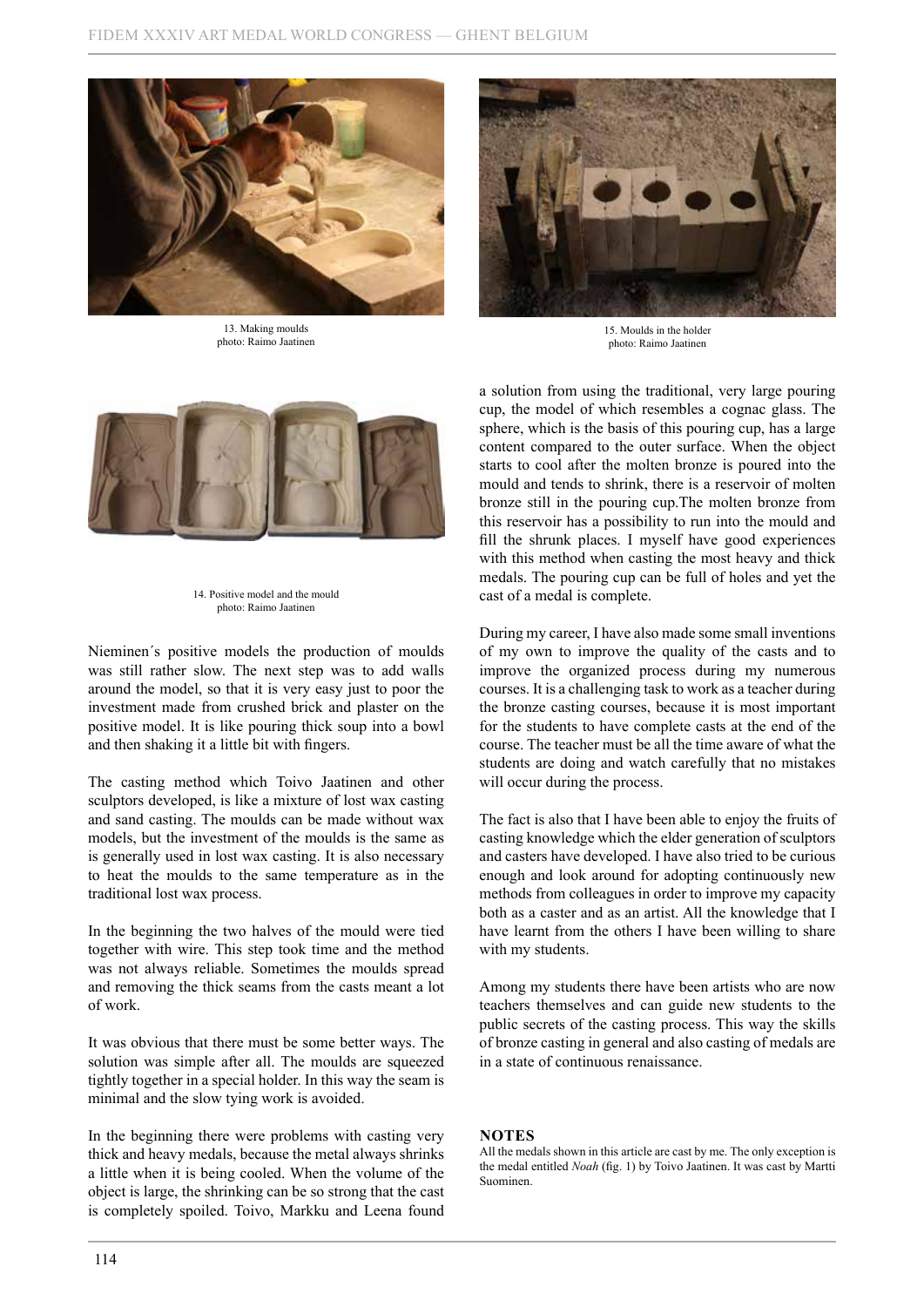13. Making moulds
photo: Raimo Jaatinen

15. Moulds in the holder
photo: Raimo Jaatinen

14. Positive model and the mould
photo: Raimo Jaatinen

Nieminen´s positive models the production of moulds was still rather slow. The next step was to add walls around the model, so that it is very easy just to poor the investment made from crushed brick and plaster on the positive model. It is like pouring thick soup into a bowl and then shaking it a little bit with fingers.

The casting method which Toivo Jaatinen and other sculptors developed, is like a mixture of lost wax casting and sand casting. The moulds can be made without wax models, but the investment of the moulds is the same as is generally used in lost wax casting. It is also necessary to heat the moulds to the same temperature as in the traditional lost wax process.

In the beginning the two halves of the mould were tied together with wire. This step took time and the method was not always reliable. Sometimes the moulds spread and removing the thick seams from the casts meant a lot of work.

It was obvious that there must be some better ways. The solution was simple after all. The moulds are squeezed tightly together in a special holder. In this way the seam is minimal and the slow tying work is avoided.

In the beginning there were problems with casting very thick and heavy medals, because the metal always shrinks a little when it is being cooled. When the volume of the object is large, the shrinking can be so strong that the cast is completely spoiled. Toivo, Markku and Leena found a solution from using the traditional, very large pouring cup, the model of which resembles a cognac glass. The sphere, which is the basis of this pouring cup, has a large content compared to the outer surface. When the object starts to cool after the molten bronze is poured into the mould and tends to shrink, there is a reservoir of molten bronze still in the pouring cup.The molten bronze from this reservoir has a possibility to run into the mould and fill the shrunk places. I myself have good experiences with this method when casting the most heavy and thick medals. The pouring cup can be full of holes and yet the cast of a medal is complete.

During my career, I have also made some small inventions of my own to improve the quality of the casts and to improve the organized process during my numerous courses. It is a challenging task to work as a teacher during the bronze casting courses, because it is most important for the students to have complete casts at the end of the course. The teacher must be all the time aware of what the students are doing and watch carefully that no mistakes will occur during the process.

The fact is also that I have been able to enjoy the fruits of casting knowledge which the elder generation of sculptors and casters have developed. I have also tried to be curious enough and look around for adopting continuously new methods from colleagues in order to improve my capacity both as a caster and as an artist. All the knowledge that I have learnt from the others I have been willing to share with my students.

Among my students there have been artists who are now teachers themselves and can guide new students to the public secrets of the casting process. This way the skills of bronze casting in general and also casting of medals are in a state of continuous renaissance.

**NOTES**

All the medals shown in this article are cast by me. The only exception is the medal entitled *Noah* (fig. 1) by Toivo Jaatinen. It was cast by Martti Suominen.